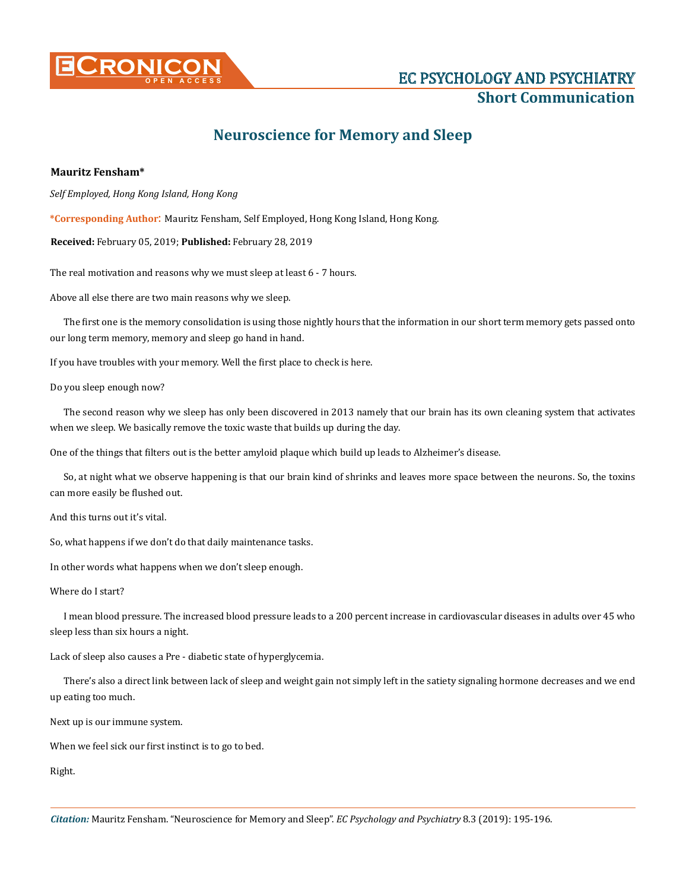# Neuroscience for Memory and Sleep

**Mauritz Fensham***

*Self Employed, Hong Kong Island, Hong Kong*

***Corresponding Author**: Mauritz Fensham, Self Employed, Hong Kong Island, Hong Kong.

**Received:** February 05, 2019; **Published:** February 28, 2019

The real motivation and reasons why we must sleep at least 6 - 7 hours.

Above all else there are two main reasons why we sleep.

The first one is the memory consolidation is using those nightly hours that the information in our short term memory gets passed onto our long term memory, memory and sleep go hand in hand.

If you have troubles with your memory. Well the first place to check is here.

Do you sleep enough now?

The second reason why we sleep has only been discovered in 2013 namely that our brain has its own cleaning system that activates when we sleep. We basically remove the toxic waste that builds up during the day.

One of the things that filters out is the better amyloid plaque which build up leads to Alzheimer's disease.

So, at night what we observe happening is that our brain kind of shrinks and leaves more space between the neurons. So, the toxins can more easily be flushed out.

And this turns out it's vital.

So, what happens if we don't do that daily maintenance tasks.

In other words what happens when we don't sleep enough.

Where do I start?

I mean blood pressure. The increased blood pressure leads to a 200 percent increase in cardiovascular diseases in adults over 45 who sleep less than six hours a night.

Lack of sleep also causes a Pre - diabetic state of hyperglycemia.

There's also a direct link between lack of sleep and weight gain not simply left in the satiety signaling hormone decreases and we end up eating too much.

Next up is our immune system.

When we feel sick our first instinct is to go to bed.

Right.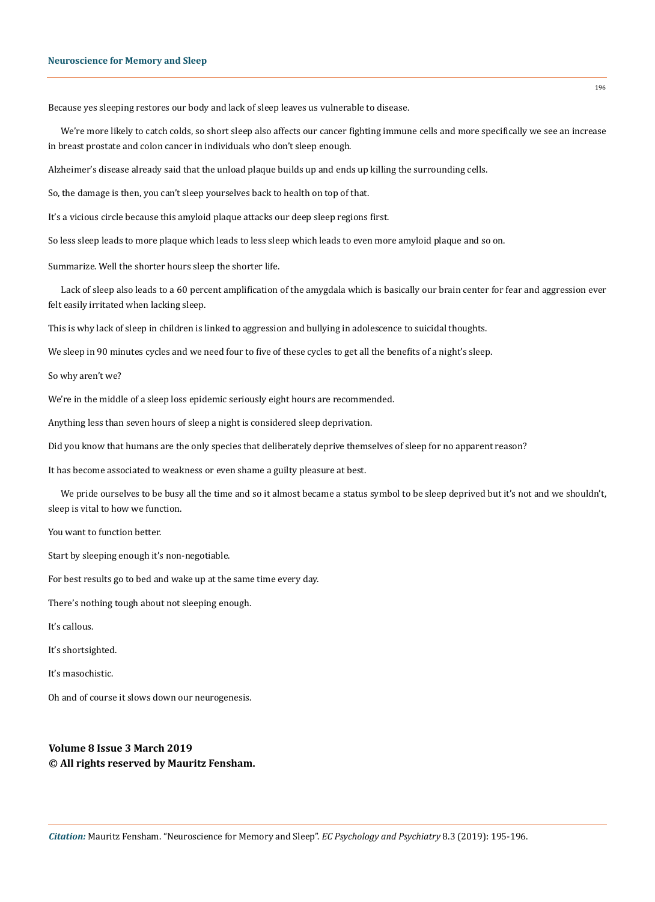Because yes sleeping restores our body and lack of sleep leaves us vulnerable to disease.

We're more likely to catch colds, so short sleep also affects our cancer fighting immune cells and more specifically we see an increase in breast prostate and colon cancer in individuals who don't sleep enough.

Alzheimer's disease already said that the unload plaque builds up and ends up killing the surrounding cells.

So, the damage is then, you can't sleep yourselves back to health on top of that.

It's a vicious circle because this amyloid plaque attacks our deep sleep regions first.

So less sleep leads to more plaque which leads to less sleep which leads to even more amyloid plaque and so on.

Summarize. Well the shorter hours sleep the shorter life.

Lack of sleep also leads to a 60 percent amplification of the amygdala which is basically our brain center for fear and aggression ever felt easily irritated when lacking sleep.

This is why lack of sleep in children is linked to aggression and bullying in adolescence to suicidal thoughts.

We sleep in 90 minutes cycles and we need four to five of these cycles to get all the benefits of a night's sleep.

So why aren't we?

We're in the middle of a sleep loss epidemic seriously eight hours are recommended.

Anything less than seven hours of sleep a night is considered sleep deprivation.

Did you know that humans are the only species that deliberately deprive themselves of sleep for no apparent reason?

It has become associated to weakness or even shame a guilty pleasure at best.

We pride ourselves to be busy all the time and so it almost became a status symbol to be sleep deprived but it's not and we shouldn't, sleep is vital to how we function.

You want to function better.

Start by sleeping enough it's non-negotiable.

For best results go to bed and wake up at the same time every day.

There's nothing tough about not sleeping enough.

It's callous.

It's shortsighted.

It's masochistic.

Oh and of course it slows down our neurogenesis.

**Volume 8 Issue 3 March 2019**
**© All rights reserved by Mauritz Fensham.**